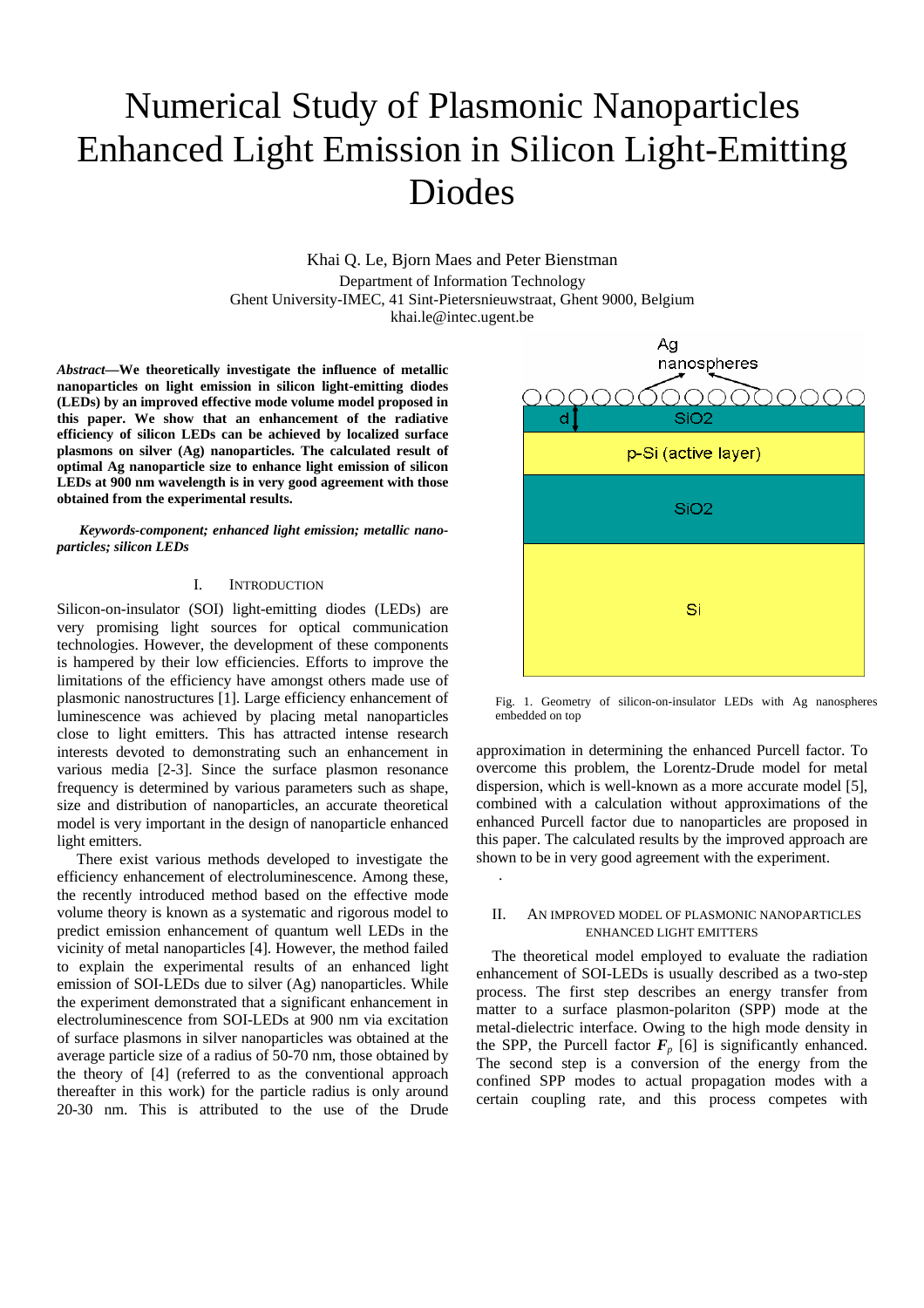# Numerical Study of Plasmonic Nanoparticles Enhanced Light Emission in Silicon Light-Emitting Diodes

Khai Q. Le, Bjorn Maes and Peter Bienstman

Department of Information Technology
Ghent University-IMEC, 41 Sint-Pietersnieuwstraat, Ghent 9000, Belgium
khai.le@intec.ugent.be

***Abstract*—We theoretically investigate the influence of metallic nanoparticles on light emission in silicon light-emitting diodes (LEDs) by an improved effective mode volume model proposed in this paper. We show that an enhancement of the radiative efficiency of silicon LEDs can be achieved by localized surface plasmons on silver (Ag) nanoparticles. The calculated result of optimal Ag nanoparticle size to enhance light emission of silicon LEDs at 900 nm wavelength is in very good agreement with those obtained from the experimental results.**

***Keywords-component; enhanced light emission; metallic nano-particles; silicon LEDs***

## I. Introduction

Silicon-on-insulator (SOI) light-emitting diodes (LEDs) are very promising light sources for optical communication technologies. However, the development of these components is hampered by their low efficiencies. Efforts to improve the limitations of the efficiency have amongst others made use of plasmonic nanostructures [1]. Large efficiency enhancement of luminescence was achieved by placing metal nanoparticles close to light emitters. This has attracted intense research interests devoted to demonstrating such an enhancement in various media [2-3]. Since the surface plasmon resonance frequency is determined by various parameters such as shape, size and distribution of nanoparticles, an accurate theoretical model is very important in the design of nanoparticle enhanced light emitters.

There exist various methods developed to investigate the efficiency enhancement of electroluminescence. Among these, the recently introduced method based on the effective mode volume theory is known as a systematic and rigorous model to predict emission enhancement of quantum well LEDs in the vicinity of metal nanoparticles [4]. However, the method failed to explain the experimental results of an enhanced light emission of SOI-LEDs due to silver (Ag) nanoparticles. While the experiment demonstrated that a significant enhancement in electroluminescence from SOI-LEDs at 900 nm via excitation of surface plasmons in silver nanoparticles was obtained at the average particle size of a radius of 50-70 nm, those obtained by the theory of [4] (referred to as the conventional approach thereafter in this work) for the particle radius is only around 20-30 nm. This is attributed to the use of the Drude approximation in determining the enhanced Purcell factor. To overcome this problem, the Lorentz-Drude model for metal dispersion, which is well-known as a more accurate model [5], combined with a calculation without approximations of the enhanced Purcell factor due to nanoparticles are proposed in this paper. The calculated results by the improved approach are shown to be in very good agreement with the experiment.

Fig. 1. Geometry of silicon-on-insulator LEDs with Ag nanospheres embedded on top

## II. An Improved Model of Plasmonic Nanoparticles Enhanced Light Emitters

The theoretical model employed to evaluate the radiation enhancement of SOI-LEDs is usually described as a two-step process. The first step describes an energy transfer from matter to a surface plasmon-polariton (SPP) mode at the metal-dielectric interface. Owing to the high mode density in the SPP, the Purcell factor $\boldsymbol{F_p}$ [6] is significantly enhanced. The second step is a conversion of the energy from the confined SPP modes to actual propagation modes with a certain coupling rate, and this process competes with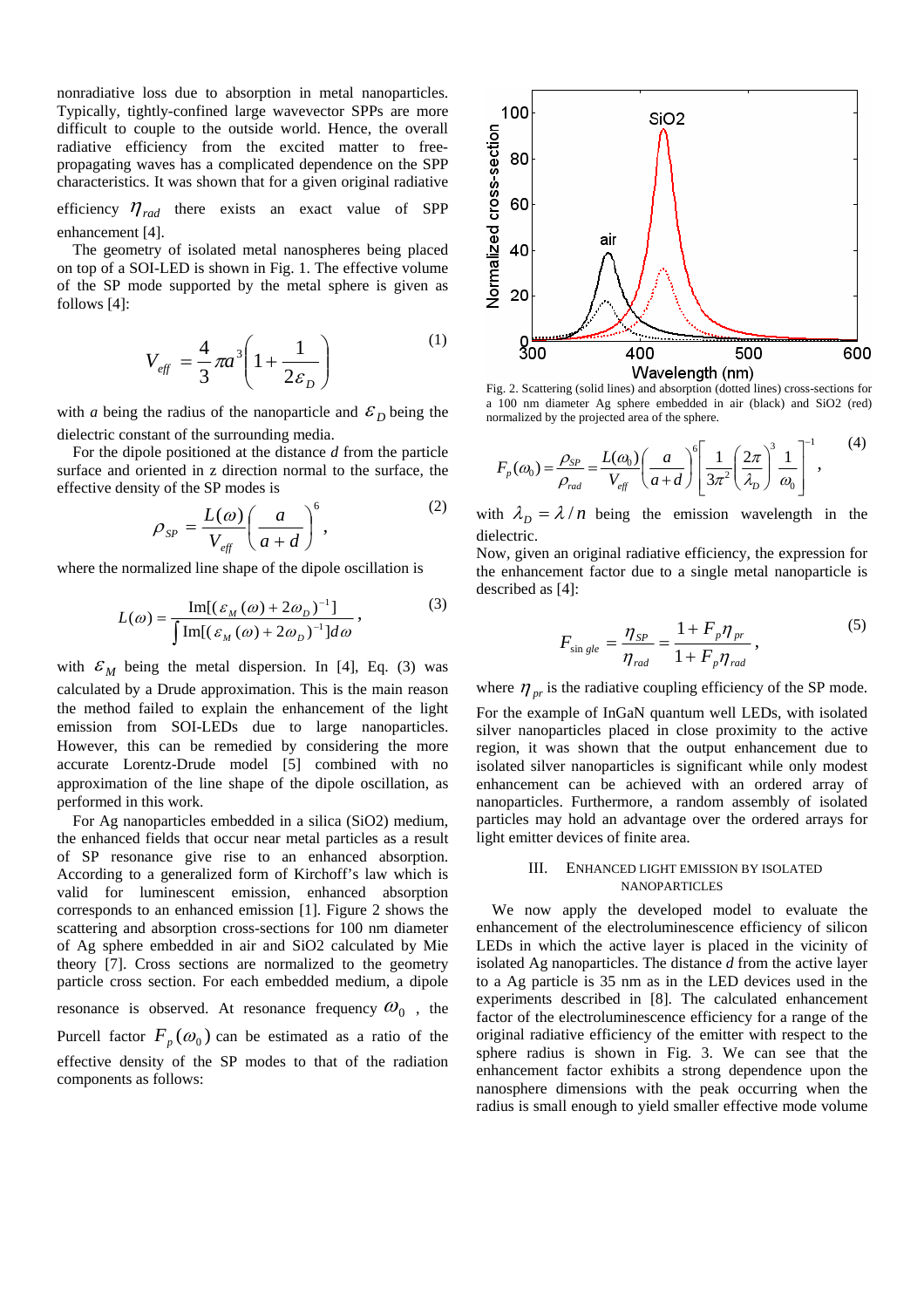nonradiative loss due to absorption in metal nanoparticles. Typically, tightly-confined large wavevector SPPs are more difficult to couple to the outside world. Hence, the overall radiative efficiency from the excited matter to free-propagating waves has a complicated dependence on the SPP characteristics. It was shown that for a given original radiative efficiency $\eta_{rad}$ there exists an exact value of SPP enhancement [4].

The geometry of isolated metal nanospheres being placed on top of a SOI-LED is shown in Fig. 1. The effective volume of the SP mode supported by the metal sphere is given as follows [4]:

$$V_{eff} = \frac{4}{3}\pi a^3\left(1+\frac{1}{2\varepsilon_D}\right) \tag{1}$$

with $a$ being the radius of the nanoparticle and $\varepsilon_D$ being the dielectric constant of the surrounding media.

For the dipole positioned at the distance $d$ from the particle surface and oriented in z direction normal to the surface, the effective density of the SP modes is

$$\rho_{SP} = \frac{L(\omega)}{V_{eff}}\left(\frac{a}{a+d}\right)^6, \tag{2}$$

where the normalized line shape of the dipole oscillation is

$$L(\omega) = \frac{\mathrm{Im}[(\varepsilon_M(\omega)+2\omega_D)^{-1}]}{\int \mathrm{Im}[(\varepsilon_M(\omega)+2\omega_D)^{-1}]d\omega}, \tag{3}$$

with $\varepsilon_M$ being the metal dispersion. In [4], Eq. (3) was calculated by a Drude approximation. This is the main reason the method failed to explain the enhancement of the light emission from SOI-LEDs due to large nanoparticles. However, this can be remedied by considering the more accurate Lorentz-Drude model [5] combined with no approximation of the line shape of the dipole oscillation, as performed in this work.

For Ag nanoparticles embedded in a silica (SiO2) medium, the enhanced fields that occur near metal particles as a result of SP resonance give rise to an enhanced absorption. According to a generalized form of Kirchoff's law which is valid for luminescent emission, enhanced absorption corresponds to an enhanced emission [1]. Figure 2 shows the scattering and absorption cross-sections for 100 nm diameter of Ag sphere embedded in air and SiO2 calculated by Mie theory [7]. Cross sections are normalized to the geometry particle cross section. For each embedded medium, a dipole resonance is observed. At resonance frequency $\omega_0$, the Purcell factor $F_p(\omega_0)$ can be estimated as a ratio of the effective density of the SP modes to that of the radiation components as follows:

Fig. 2. Scattering (solid lines) and absorption (dotted lines) cross-sections for a 100 nm diameter Ag sphere embedded in air (black) and SiO2 (red) normalized by the projected area of the sphere.

$$F_p(\omega_0) = \frac{\rho_{SP}}{\rho_{rad}} = \frac{L(\omega_0)}{V_{eff}}\left(\frac{a}{a+d}\right)^6\left[\frac{1}{3\pi^2}\left(\frac{2\pi}{\lambda_D}\right)^3\frac{1}{\omega_0}\right]^{-1}, \tag{4}$$

with $\lambda_D = \lambda / n$ being the emission wavelength in the dielectric.

Now, given an original radiative efficiency, the expression for the enhancement factor due to a single metal nanoparticle is described as [4]:

$$F_{single} = \frac{\eta_{SP}}{\eta_{rad}} = \frac{1+F_p\eta_{pr}}{1+F_p\eta_{rad}}, \tag{5}$$

where $\eta_{pr}$ is the radiative coupling efficiency of the SP mode.

For the example of InGaN quantum well LEDs, with isolated silver nanoparticles placed in close proximity to the active region, it was shown that the output enhancement due to isolated silver nanoparticles is significant while only modest enhancement can be achieved with an ordered array of nanoparticles. Furthermore, a random assembly of isolated particles may hold an advantage over the ordered arrays for light emitter devices of finite area.

## III. Enhanced Light Emission by Isolated Nanoparticles

We now apply the developed model to evaluate the enhancement of the electroluminescence efficiency of silicon LEDs in which the active layer is placed in the vicinity of isolated Ag nanoparticles. The distance $d$ from the active layer to a Ag particle is 35 nm as in the LED devices used in the experiments described in [8]. The calculated enhancement factor of the electroluminescence efficiency for a range of the original radiative efficiency of the emitter with respect to the sphere radius is shown in Fig. 3. We can see that the enhancement factor exhibits a strong dependence upon the nanosphere dimensions with the peak occurring when the radius is small enough to yield smaller effective mode volume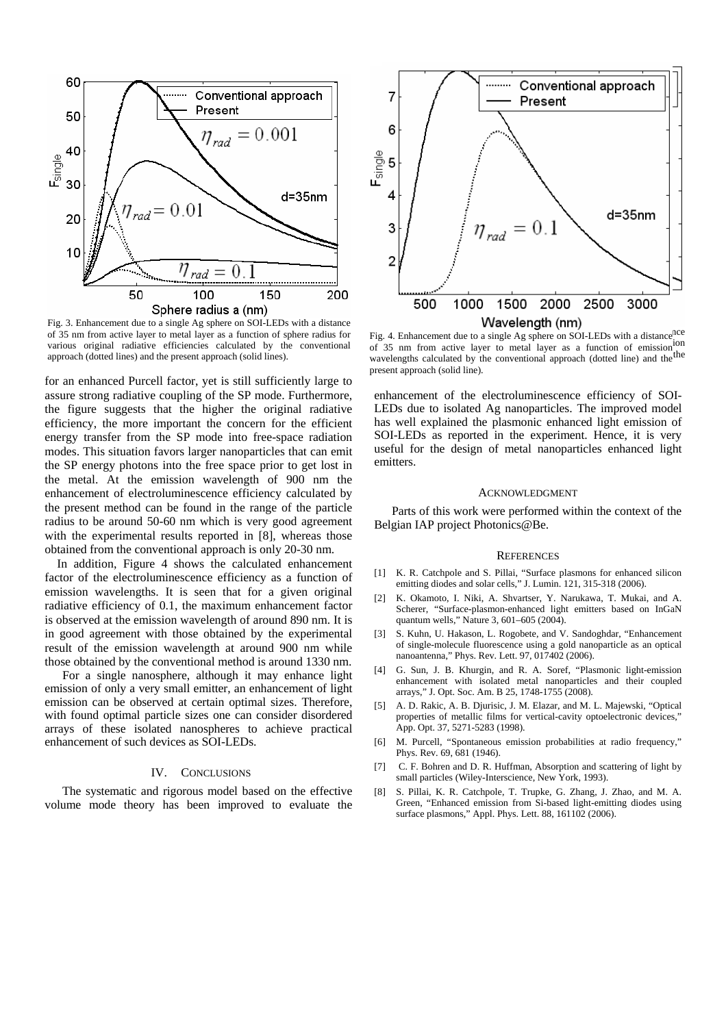Conventional approach
Present
$\eta_{rad} = 0.001$
$\eta_{rad} = 0.01$
$\eta_{rad} = 0.1$
d=35nm
$F_{single}$
Sphere radius a (nm)
60
50
40
30
20
10
50
100
150
200

Fig. 3. Enhancement due to a single Ag sphere on SOI-LEDs with a distance of 35 nm from active layer to metal layer as a function of sphere radius for various original radiative efficiencies calculated by the conventional approach (dotted lines) and the present approach (solid lines).

for an enhanced Purcell factor, yet is still sufficiently large to assure strong radiative coupling of the SP mode. Furthermore, the figure suggests that the higher the original radiative efficiency, the more important the concern for the efficient energy transfer from the SP mode into free-space radiation modes. This situation favors larger nanoparticles that can emit the SP energy photons into the free space prior to get lost in the metal. At the emission wavelength of 900 nm the enhancement of electroluminescence efficiency calculated by the present method can be found in the range of the particle radius to be around 50-60 nm which is very good agreement with the experimental results reported in [8], whereas those obtained from the conventional approach is only 20-30 nm.

In addition, Figure 4 shows the calculated enhancement factor of the electroluminescence efficiency as a function of emission wavelengths. It is seen that for a given original radiative efficiency of 0.1, the maximum enhancement factor is observed at the emission wavelength of around 890 nm. It is in good agreement with those obtained by the experimental result of the emission wavelength at around 900 nm while those obtained by the conventional method is around 1330 nm.

For a single nanosphere, although it may enhance light emission of only a very small emitter, an enhancement of light emission can be observed at certain optimal sizes. Therefore, with found optimal particle sizes one can consider disordered arrays of these isolated nanospheres to achieve practical enhancement of such devices as SOI-LEDs.

## IV. Conclusions

The systematic and rigorous model based on the effective volume mode theory has been improved to evaluate the enhancement of the electroluminescence efficiency of SOI-LEDs due to isolated Ag nanoparticles. The improved model has well explained the plasmonic enhanced light emission of SOI-LEDs as reported in the experiment. Hence, it is very useful for the design of metal nanoparticles enhanced light emitters.

Conventional approach
Present
$\eta_{rad} = 0.1$
d=35nm
$F_{single}$
Wavelength (nm)
7
6
5
4
3
2
500
1000
1500
2000
2500
3000

Fig. 4. Enhancement due to a single Ag sphere on SOI-LEDs with a distance of 35 nm from active layer to metal layer as a function of emission wavelengths calculated by the conventional approach (dotted line) and the present approach (solid line).

## Acknowledgment

Parts of this work were performed within the context of the Belgian IAP project Photonics@Be.

## References

[1] K. R. Catchpole and S. Pillai, "Surface plasmons for enhanced silicon emitting diodes and solar cells," J. Lumin. 121, 315-318 (2006).

[2] K. Okamoto, I. Niki, A. Shvartser, Y. Narukawa, T. Mukai, and A. Scherer, "Surface-plasmon-enhanced light emitters based on InGaN quantum wells," Nature 3, 601–605 (2004).

[3] S. Kuhn, U. Hakason, L. Rogobete, and V. Sandoghdar, "Enhancement of single-molecule fluorescence using a gold nanoparticle as an optical nanoantenna," Phys. Rev. Lett. 97, 017402 (2006).

[4] G. Sun, J. B. Khurgin, and R. A. Soref, "Plasmonic light-emission enhancement with isolated metal nanoparticles and their coupled arrays," J. Opt. Soc. Am. B 25, 1748-1755 (2008).

[5] A. D. Rakic, A. B. Djurisic, J. M. Elazar, and M. L. Majewski, "Optical properties of metallic films for vertical-cavity optoelectronic devices," App. Opt. 37, 5271-5283 (1998).

[6] M. Purcell, "Spontaneous emission probabilities at radio frequency," Phys. Rev. 69, 681 (1946).

[7] C. F. Bohren and D. R. Huffman, Absorption and scattering of light by small particles (Wiley-Interscience, New York, 1993).

[8] S. Pillai, K. R. Catchpole, T. Trupke, G. Zhang, J. Zhao, and M. A. Green, "Enhanced emission from Si-based light-emitting diodes using surface plasmons," Appl. Phys. Lett. 88, 161102 (2006).